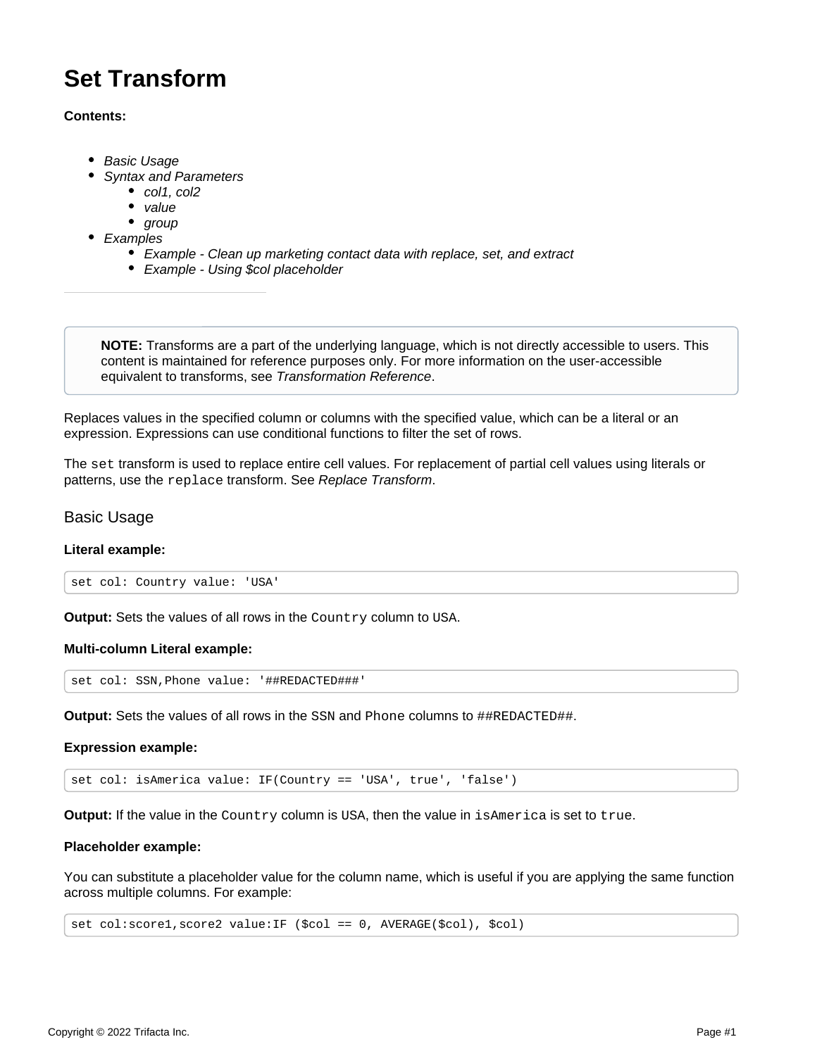# Set Transform

**Contents:**

- *Basic Usage*
- *Syntax and Parameters*
  - *col1, col2*
  - *value*
  - *group*
- *Examples*
  - *Example - Clean up marketing contact data with replace, set, and extract*
  - *Example - Using $col placeholder*

---

> **NOTE:** Transforms are a part of the underlying language, which is not directly accessible to users. This content is maintained for reference purposes only. For more information on the user-accessible equivalent to transforms, see *Transformation Reference*.

Replaces values in the specified column or columns with the specified value, which can be a literal or an expression. Expressions can use conditional functions to filter the set of rows.

The `set` transform is used to replace entire cell values. For replacement of partial cell values using literals or patterns, use the `replace` transform. See *Replace Transform*.

## Basic Usage

**Literal example:**

```
set col: Country value: 'USA'
```

**Output:** Sets the values of all rows in the `Country` column to `USA`.

**Multi-column Literal example:**

```
set col: SSN,Phone value: '##REDACTED###'
```

**Output:** Sets the values of all rows in the `SSN` and `Phone` columns to `##REDACTED##`.

**Expression example:**

```
set col: isAmerica value: IF(Country == 'USA', true', 'false')
```

**Output:** If the value in the `Country` column is `USA`, then the value in `isAmerica` is set to `true`.

**Placeholder example:**

You can substitute a placeholder value for the column name, which is useful if you are applying the same function across multiple columns. For example:

```
set col:score1,score2 value:IF ($col == 0, AVERAGE($col), $col)
```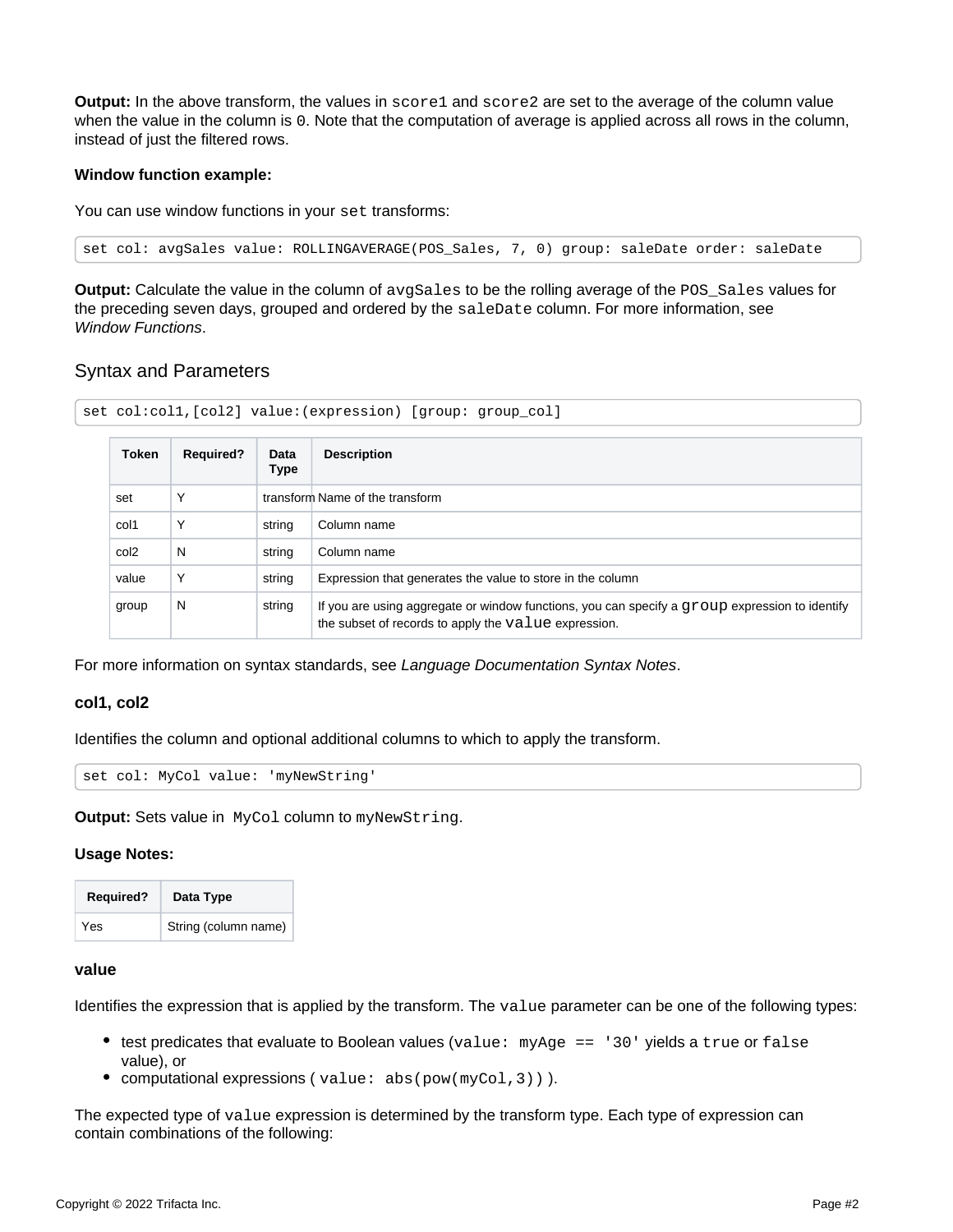**Output:** In the above transform, the values in `score1` and `score2` are set to the average of the column value when the value in the column is `0`. Note that the computation of average is applied across all rows in the column, instead of just the filtered rows.

**Window function example:**

You can use window functions in your `set` transforms:

```
set col: avgSales value: ROLLINGAVERAGE(POS_Sales, 7, 0) group: saleDate order: saleDate
```

**Output:** Calculate the value in the column of `avgSales` to be the rolling average of the `POS_Sales` values for the preceding seven days, grouped and ordered by the `saleDate` column. For more information, see *Window Functions*.

## Syntax and Parameters

```
set col:col1,[col2] value:(expression) [group: group_col]
```

| Token | Required? | Data Type | Description |
|---|---|---|---|
| set | Y | transform | Name of the transform |
| col1 | Y | string | Column name |
| col2 | N | string | Column name |
| value | Y | string | Expression that generates the value to store in the column |
| group | N | string | If you are using aggregate or window functions, you can specify a `group` expression to identify the subset of records to apply the `value` expression. |

For more information on syntax standards, see *Language Documentation Syntax Notes*.

### col1, col2

Identifies the column and optional additional columns to which to apply the transform.

```
set col: MyCol value: 'myNewString'
```

**Output:** Sets value in `MyCol` column to `myNewString`.

**Usage Notes:**

| Required? | Data Type |
|---|---|
| Yes | String (column name) |

### value

Identifies the expression that is applied by the transform. The `value` parameter can be one of the following types:

- test predicates that evaluate to Boolean values (`value: myAge == '30'` yields a `true` or `false` value), or
- computational expressions ( `value: abs(pow(myCol,3))` ).

The expected type of `value` expression is determined by the transform type. Each type of expression can contain combinations of the following: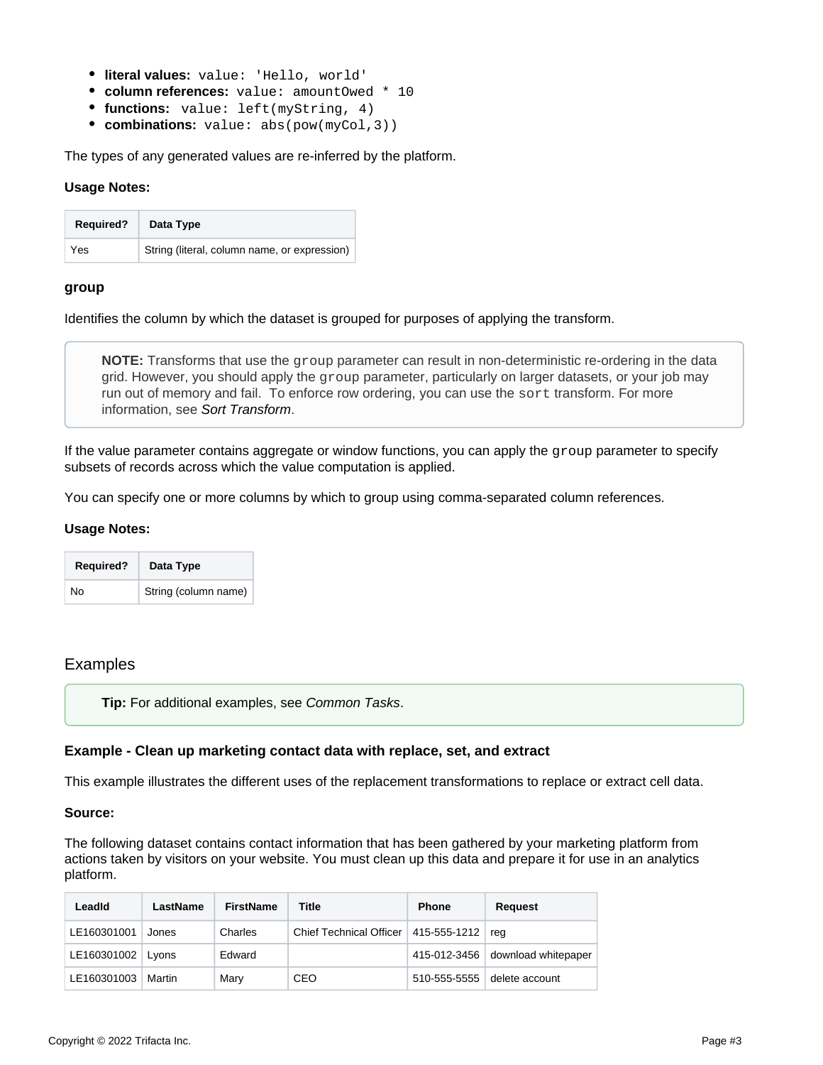- **literal values:** `value: 'Hello, world'`
- **column references:** `value: amountOwed * 10`
- **functions:** `value: left(myString, 4)`
- **combinations:** `value: abs(pow(myCol,3))`

The types of any generated values are re-inferred by the platform.

**Usage Notes:**

| Required? | Data Type |
|---|---|
| Yes | String (literal, column name, or expression) |

#### group

Identifies the column by which the dataset is grouped for purposes of applying the transform.

> **NOTE:** Transforms that use the `group` parameter can result in non-deterministic re-ordering in the data grid. However, you should apply the `group` parameter, particularly on larger datasets, or your job may run out of memory and fail. To enforce row ordering, you can use the `sort` transform. For more information, see *Sort Transform*.

If the value parameter contains aggregate or window functions, you can apply the `group` parameter to specify subsets of records across which the value computation is applied.

You can specify one or more columns by which to group using comma-separated column references.

**Usage Notes:**

| Required? | Data Type |
|---|---|
| No | String (column name) |

## Examples

> **Tip:** For additional examples, see *Common Tasks*.

#### Example - Clean up marketing contact data with replace, set, and extract

This example illustrates the different uses of the replacement transformations to replace or extract cell data.

**Source:**

The following dataset contains contact information that has been gathered by your marketing platform from actions taken by visitors on your website. You must clean up this data and prepare it for use in an analytics platform.

| LeadId | LastName | FirstName | Title | Phone | Request |
|---|---|---|---|---|---|
| LE160301001 | Jones | Charles | Chief Technical Officer | 415-555-1212 | reg |
| LE160301002 | Lyons | Edward | | 415-012-3456 | download whitepaper |
| LE160301003 | Martin | Mary | CEO | 510-555-5555 | delete account |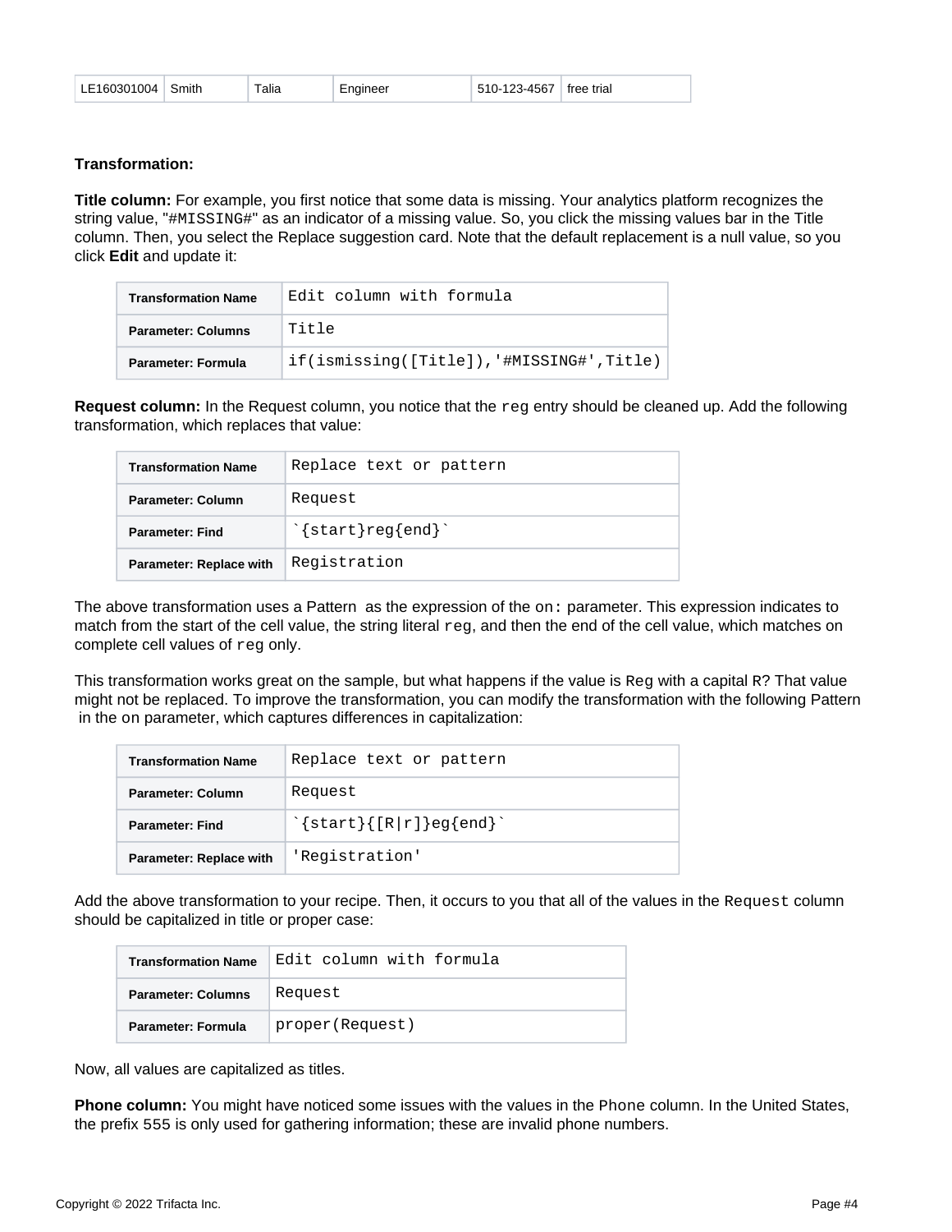| LE160301004 | Smith | Talia | Engineer | 510-123-4567 | free trial |
|---|---|---|---|---|---|

**Transformation:**

**Title column:** For example, you first notice that some data is missing. Your analytics platform recognizes the string value, "`#MISSING#`" as an indicator of a missing value. So, you click the missing values bar in the Title column. Then, you select the Replace suggestion card. Note that the default replacement is a null value, so you click **Edit** and update it:

| Transformation Name | `Edit column with formula` |
|---|---|
| Parameter: Columns | `Title` |
| Parameter: Formula | `if(ismissing([Title]),'#MISSING#',Title)` |

**Request column:** In the Request column, you notice that the `reg` entry should be cleaned up. Add the following transformation, which replaces that value:

| Transformation Name | `Replace text or pattern` |
|---|---|
| Parameter: Column | `Request` |
| Parameter: Find | ``` `{start}reg{end}` ``` |
| Parameter: Replace with | `Registration` |

The above transformation uses a Pattern as the expression of the `on:` parameter. This expression indicates to match from the start of the cell value, the string literal `reg`, and then the end of the cell value, which matches on complete cell values of `reg` only.

This transformation works great on the sample, but what happens if the value is `Reg` with a capital `R`? That value might not be replaced. To improve the transformation, you can modify the transformation with the following Pattern in the `on` parameter, which captures differences in capitalization:

| Transformation Name | `Replace text or pattern` |
|---|---|
| Parameter: Column | `Request` |
| Parameter: Find | ``` `{start}{[R|r]}eg{end}` ``` |
| Parameter: Replace with | `'Registration'` |

Add the above transformation to your recipe. Then, it occurs to you that all of the values in the `Request` column should be capitalized in title or proper case:

| Transformation Name | `Edit column with formula` |
|---|---|
| Parameter: Columns | `Request` |
| Parameter: Formula | `proper(Request)` |

Now, all values are capitalized as titles.

**Phone column:** You might have noticed some issues with the values in the `Phone` column. In the United States, the prefix `555` is only used for gathering information; these are invalid phone numbers.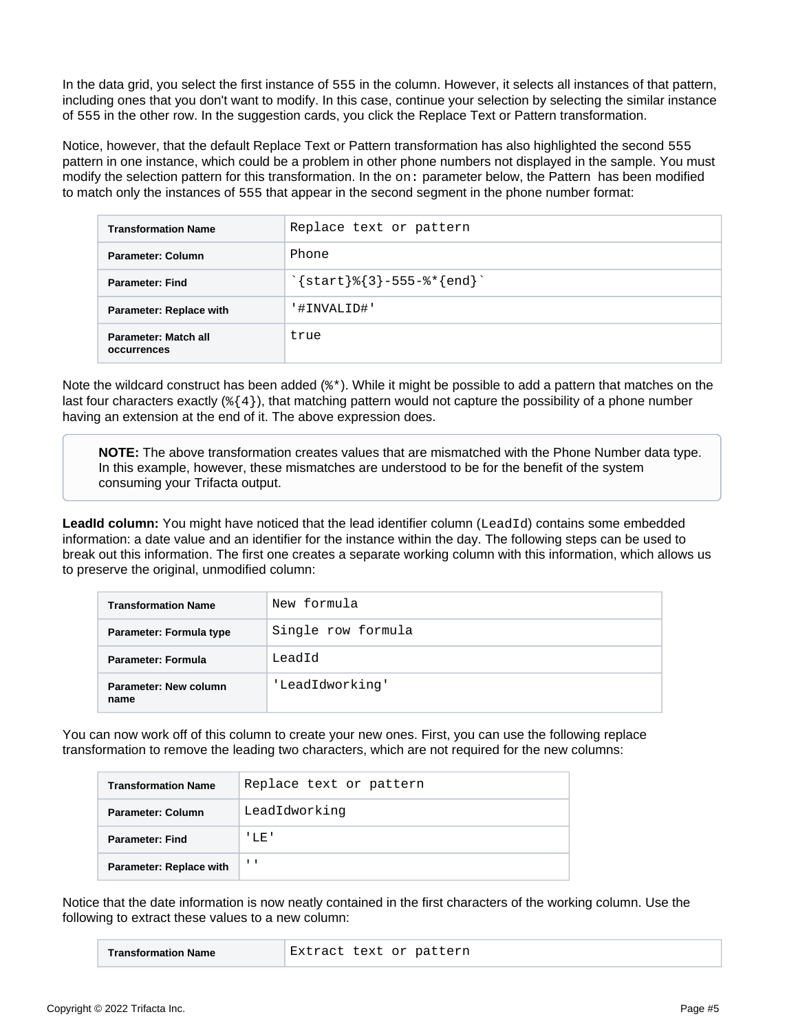In the data grid, you select the first instance of 555 in the column. However, it selects all instances of that pattern, including ones that you don't want to modify. In this case, continue your selection by selecting the similar instance of 555 in the other row. In the suggestion cards, you click the Replace Text or Pattern transformation.

Notice, however, that the default Replace Text or Pattern transformation has also highlighted the second 555 pattern in one instance, which could be a problem in other phone numbers not displayed in the sample. You must modify the selection pattern for this transformation. In the `on:` parameter below, the Pattern has been modified to match only the instances of 555 that appear in the second segment in the phone number format:

| Transformation Name | `Replace text or pattern` |
|---|---|
| Parameter: Column | `Phone` |
| Parameter: Find | ``` `{start}%{3}-555-%*{end}` ``` |
| Parameter: Replace with | `'#INVALID#'` |
| Parameter: Match all occurrences | `true` |

Note the wildcard construct has been added (`%*`). While it might be possible to add a pattern that matches on the last four characters exactly (`%{4}`), that matching pattern would not capture the possibility of a phone number having an extension at the end of it. The above expression does.

> **NOTE:** The above transformation creates values that are mismatched with the Phone Number data type. In this example, however, these mismatches are understood to be for the benefit of the system consuming your Trifacta output.

**LeadId column:** You might have noticed that the lead identifier column (`LeadId`) contains some embedded information: a date value and an identifier for the instance within the day. The following steps can be used to break out this information. The first one creates a separate working column with this information, which allows us to preserve the original, unmodified column:

| Transformation Name | `New formula` |
|---|---|
| Parameter: Formula type | `Single row formula` |
| Parameter: Formula | `LeadId` |
| Parameter: New column name | `'LeadIdworking'` |

You can now work off of this column to create your new ones. First, you can use the following replace transformation to remove the leading two characters, which are not required for the new columns:

| Transformation Name | `Replace text or pattern` |
|---|---|
| Parameter: Column | `LeadIdworking` |
| Parameter: Find | `'LE'` |
| Parameter: Replace with | `''` |

Notice that the date information is now neatly contained in the first characters of the working column. Use the following to extract these values to a new column:

| Transformation Name | `Extract text or pattern` |
|---|---|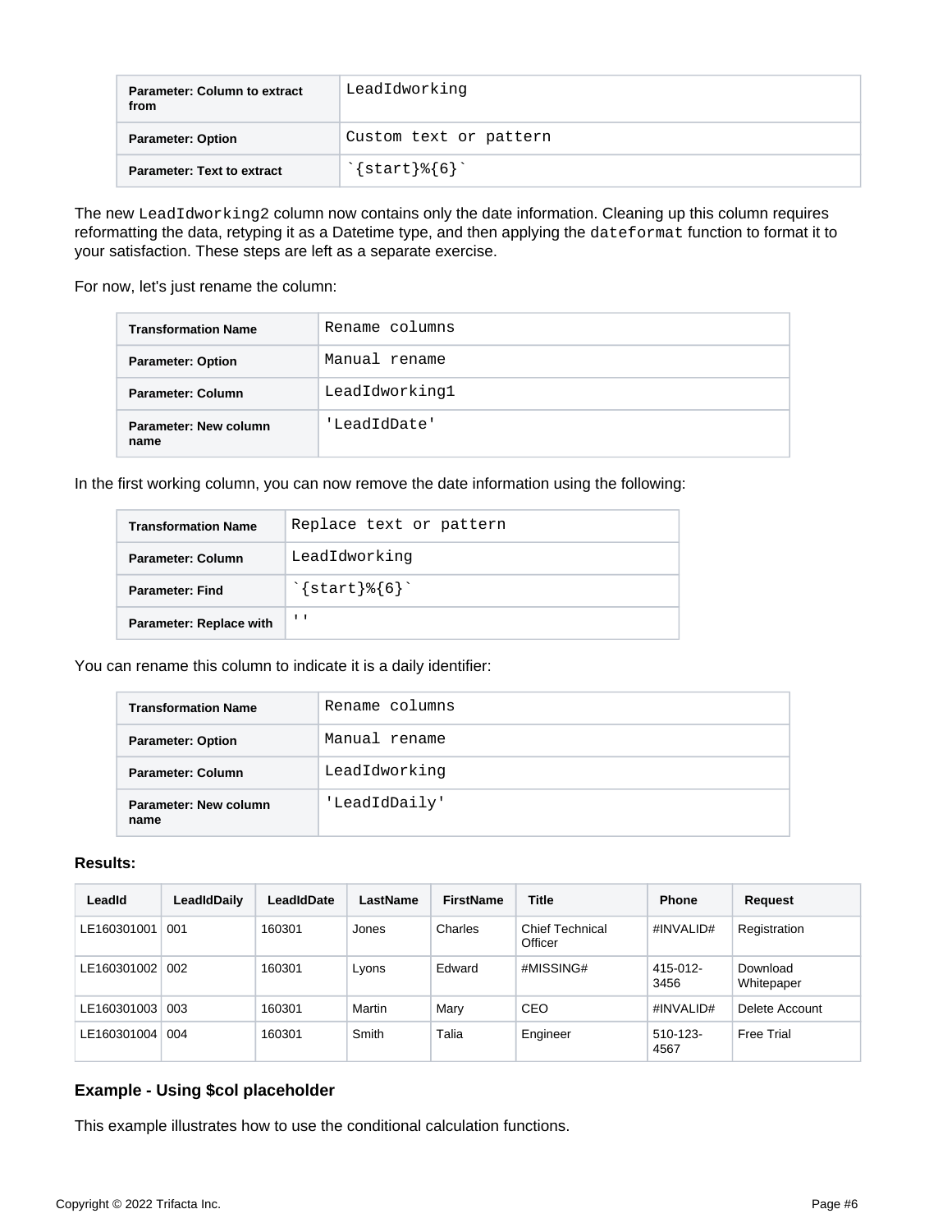| Parameter: Column to extract from | LeadIdworking |
| --- | --- |
| Parameter: Option | Custom text or pattern |
| Parameter: Text to extract | `` `{start}%{6}` `` |

The new `LeadIdworking2` column now contains only the date information. Cleaning up this column requires reformatting the data, retyping it as a Datetime type, and then applying the `dateformat` function to format it to your satisfaction. These steps are left as a separate exercise.

For now, let's just rename the column:

| Transformation Name | Rename columns |
| --- | --- |
| Parameter: Option | Manual rename |
| Parameter: Column | LeadIdworking1 |
| Parameter: New column name | 'LeadIdDate' |

In the first working column, you can now remove the date information using the following:

| Transformation Name | Replace text or pattern |
| --- | --- |
| Parameter: Column | LeadIdworking |
| Parameter: Find | `` `{start}%{6}` `` |
| Parameter: Replace with | '' |

You can rename this column to indicate it is a daily identifier:

| Transformation Name | Rename columns |
| --- | --- |
| Parameter: Option | Manual rename |
| Parameter: Column | LeadIdworking |
| Parameter: New column name | 'LeadIdDaily' |

**Results:**

| LeadId | LeadIdDaily | LeadIdDate | LastName | FirstName | Title | Phone | Request |
| --- | --- | --- | --- | --- | --- | --- | --- |
| LE160301001 | 001 | 160301 | Jones | Charles | Chief Technical Officer | #INVALID# | Registration |
| LE160301002 | 002 | 160301 | Lyons | Edward | #MISSING# | 415-012-3456 | Download Whitepaper |
| LE160301003 | 003 | 160301 | Martin | Mary | CEO | #INVALID# | Delete Account |
| LE160301004 | 004 | 160301 | Smith | Talia | Engineer | 510-123-4567 | Free Trial |

### Example - Using $col placeholder

This example illustrates how to use the conditional calculation functions.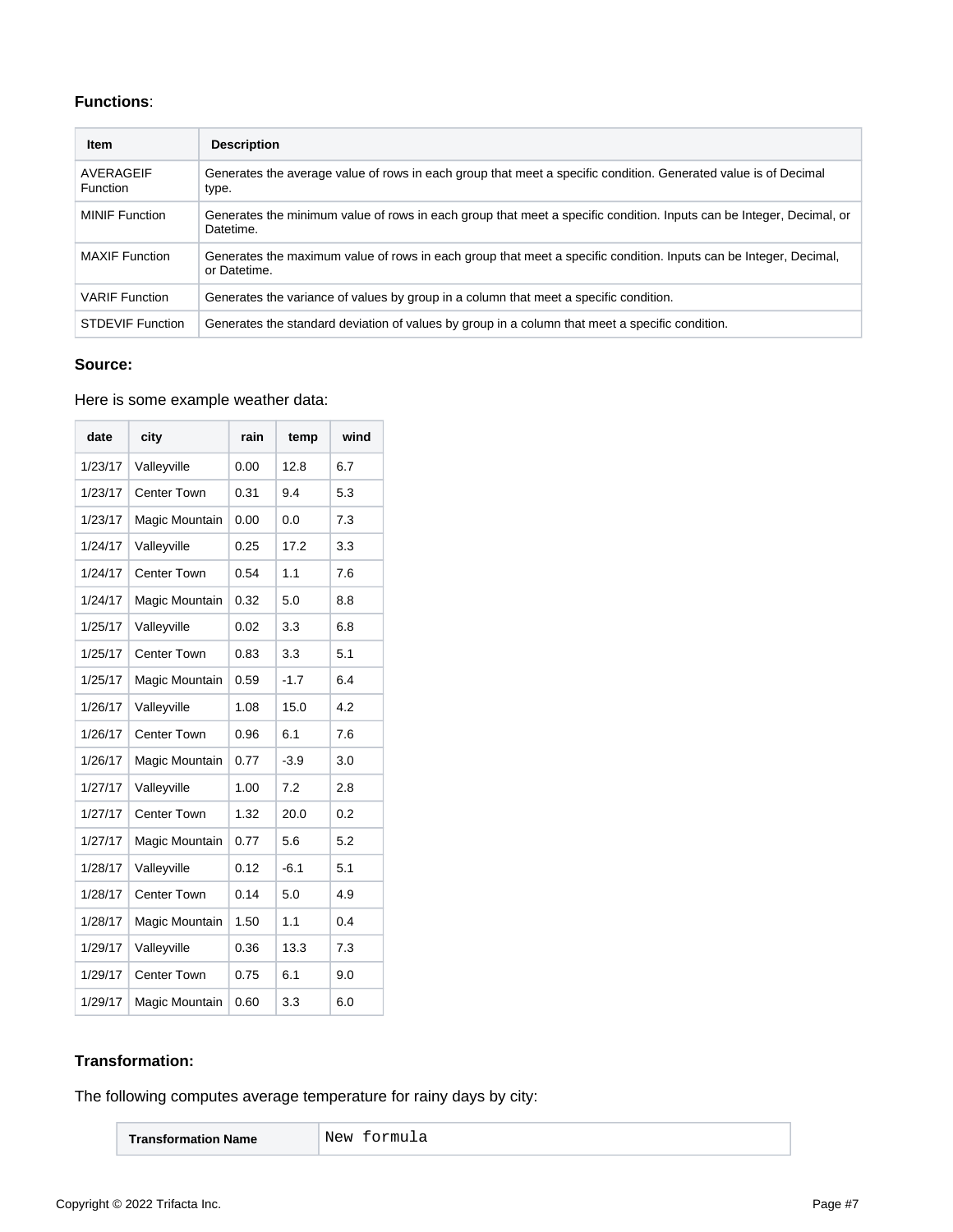**Functions**:

| Item | Description |
| --- | --- |
| AVERAGEIF Function | Generates the average value of rows in each group that meet a specific condition. Generated value is of Decimal type. |
| MINIF Function | Generates the minimum value of rows in each group that meet a specific condition. Inputs can be Integer, Decimal, or Datetime. |
| MAXIF Function | Generates the maximum value of rows in each group that meet a specific condition. Inputs can be Integer, Decimal, or Datetime. |
| VARIF Function | Generates the variance of values by group in a column that meet a specific condition. |
| STDEVIF Function | Generates the standard deviation of values by group in a column that meet a specific condition. |

**Source:**

Here is some example weather data:

| date | city | rain | temp | wind |
| --- | --- | --- | --- | --- |
| 1/23/17 | Valleyville | 0.00 | 12.8 | 6.7 |
| 1/23/17 | Center Town | 0.31 | 9.4 | 5.3 |
| 1/23/17 | Magic Mountain | 0.00 | 0.0 | 7.3 |
| 1/24/17 | Valleyville | 0.25 | 17.2 | 3.3 |
| 1/24/17 | Center Town | 0.54 | 1.1 | 7.6 |
| 1/24/17 | Magic Mountain | 0.32 | 5.0 | 8.8 |
| 1/25/17 | Valleyville | 0.02 | 3.3 | 6.8 |
| 1/25/17 | Center Town | 0.83 | 3.3 | 5.1 |
| 1/25/17 | Magic Mountain | 0.59 | -1.7 | 6.4 |
| 1/26/17 | Valleyville | 1.08 | 15.0 | 4.2 |
| 1/26/17 | Center Town | 0.96 | 6.1 | 7.6 |
| 1/26/17 | Magic Mountain | 0.77 | -3.9 | 3.0 |
| 1/27/17 | Valleyville | 1.00 | 7.2 | 2.8 |
| 1/27/17 | Center Town | 1.32 | 20.0 | 0.2 |
| 1/27/17 | Magic Mountain | 0.77 | 5.6 | 5.2 |
| 1/28/17 | Valleyville | 0.12 | -6.1 | 5.1 |
| 1/28/17 | Center Town | 0.14 | 5.0 | 4.9 |
| 1/28/17 | Magic Mountain | 1.50 | 1.1 | 0.4 |
| 1/29/17 | Valleyville | 0.36 | 13.3 | 7.3 |
| 1/29/17 | Center Town | 0.75 | 6.1 | 9.0 |
| 1/29/17 | Magic Mountain | 0.60 | 3.3 | 6.0 |

**Transformation:**

The following computes average temperature for rainy days by city:

| Transformation Name | New formula |
| --- | --- |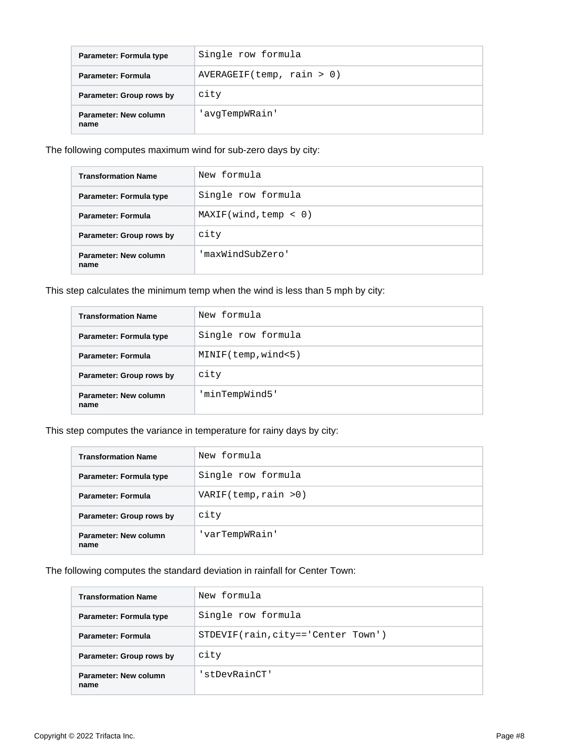| Parameter: Formula type | Single row formula |
| --- | --- |
| Parameter: Formula | AVERAGEIF(temp, rain > 0) |
| Parameter: Group rows by | city |
| Parameter: New column name | 'avgTempWRain' |

The following computes maximum wind for sub-zero days by city:

| Transformation Name | New formula |
| --- | --- |
| Parameter: Formula type | Single row formula |
| Parameter: Formula | MAXIF(wind,temp < 0) |
| Parameter: Group rows by | city |
| Parameter: New column name | 'maxWindSubZero' |

This step calculates the minimum temp when the wind is less than 5 mph by city:

| Transformation Name | New formula |
| --- | --- |
| Parameter: Formula type | Single row formula |
| Parameter: Formula | MINIF(temp,wind<5) |
| Parameter: Group rows by | city |
| Parameter: New column name | 'minTempWind5' |

This step computes the variance in temperature for rainy days by city:

| Transformation Name | New formula |
| --- | --- |
| Parameter: Formula type | Single row formula |
| Parameter: Formula | VARIF(temp,rain >0) |
| Parameter: Group rows by | city |
| Parameter: New column name | 'varTempWRain' |

The following computes the standard deviation in rainfall for Center Town:

| Transformation Name | New formula |
| --- | --- |
| Parameter: Formula type | Single row formula |
| Parameter: Formula | STDEVIF(rain,city=='Center Town') |
| Parameter: Group rows by | city |
| Parameter: New column name | 'stDevRainCT' |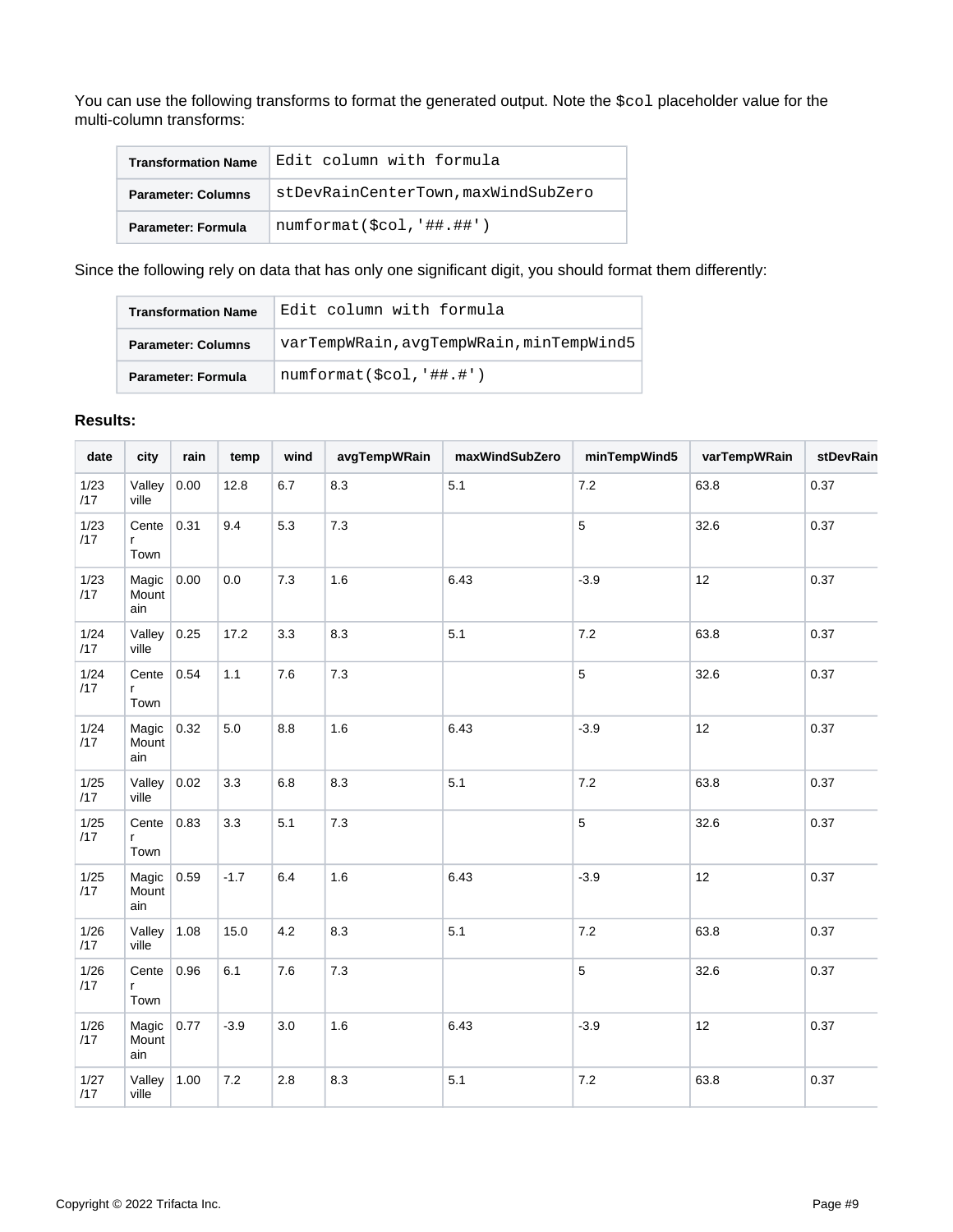You can use the following transforms to format the generated output. Note the `$col` placeholder value for the multi-column transforms:

| Transformation Name | `Edit column with formula` |
|---|---|
| Parameter: Columns | `stDevRainCenterTown,maxWindSubZero` |
| Parameter: Formula | `numformat($col,'##.##')` |

Since the following rely on data that has only one significant digit, you should format them differently:

| Transformation Name | `Edit column with formula` |
|---|---|
| Parameter: Columns | `varTempWRain,avgTempWRain,minTempWind5` |
| Parameter: Formula | `numformat($col,'##.#')` |

**Results:**

| date | city | rain | temp | wind | avgTempWRain | maxWindSubZero | minTempWind5 | varTempWRain | stDevRain |
|---|---|---|---|---|---|---|---|---|---|
| 1/23/17 | Valleyville | 0.00 | 12.8 | 6.7 | 8.3 | 5.1 | 7.2 | 63.8 | 0.37 |
| 1/23/17 | Center Town | 0.31 | 9.4 | 5.3 | 7.3 | | 5 | 32.6 | 0.37 |
| 1/23/17 | Magic Mountain | 0.00 | 0.0 | 7.3 | 1.6 | 6.43 | -3.9 | 12 | 0.37 |
| 1/24/17 | Valleyville | 0.25 | 17.2 | 3.3 | 8.3 | 5.1 | 7.2 | 63.8 | 0.37 |
| 1/24/17 | Center Town | 0.54 | 1.1 | 7.6 | 7.3 | | 5 | 32.6 | 0.37 |
| 1/24/17 | Magic Mountain | 0.32 | 5.0 | 8.8 | 1.6 | 6.43 | -3.9 | 12 | 0.37 |
| 1/25/17 | Valleyville | 0.02 | 3.3 | 6.8 | 8.3 | 5.1 | 7.2 | 63.8 | 0.37 |
| 1/25/17 | Center Town | 0.83 | 3.3 | 5.1 | 7.3 | | 5 | 32.6 | 0.37 |
| 1/25/17 | Magic Mountain | 0.59 | -1.7 | 6.4 | 1.6 | 6.43 | -3.9 | 12 | 0.37 |
| 1/26/17 | Valleyville | 1.08 | 15.0 | 4.2 | 8.3 | 5.1 | 7.2 | 63.8 | 0.37 |
| 1/26/17 | Center Town | 0.96 | 6.1 | 7.6 | 7.3 | | 5 | 32.6 | 0.37 |
| 1/26/17 | Magic Mountain | 0.77 | -3.9 | 3.0 | 1.6 | 6.43 | -3.9 | 12 | 0.37 |
| 1/27/17 | Valleyville | 1.00 | 7.2 | 2.8 | 8.3 | 5.1 | 7.2 | 63.8 | 0.37 |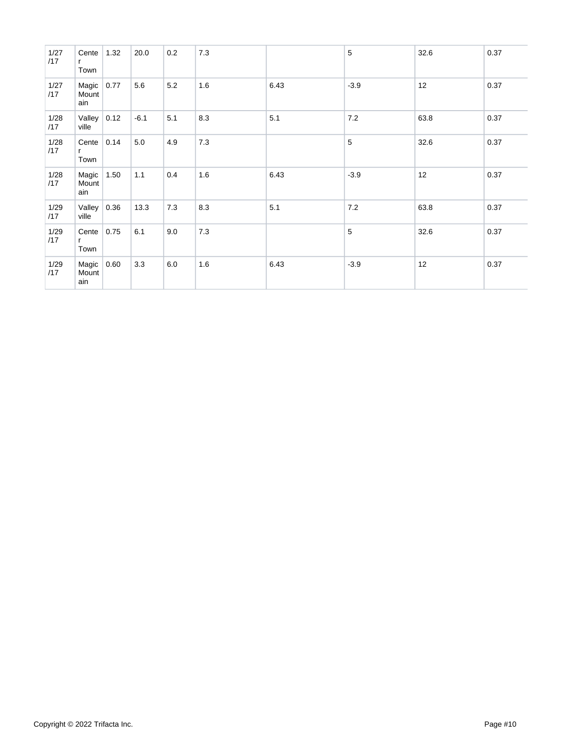| | | | | | | | | | |
|---|---|---|---|---|---|---|---|---|---|
| 1/27/17 | Center Town | 1.32 | 20.0 | 0.2 | 7.3 | | 5 | 32.6 | 0.37 |
| 1/27/17 | Magic Mountain | 0.77 | 5.6 | 5.2 | 1.6 | 6.43 | -3.9 | 12 | 0.37 |
| 1/28/17 | Valleyville | 0.12 | -6.1 | 5.1 | 8.3 | 5.1 | 7.2 | 63.8 | 0.37 |
| 1/28/17 | Center Town | 0.14 | 5.0 | 4.9 | 7.3 | | 5 | 32.6 | 0.37 |
| 1/28/17 | Magic Mountain | 1.50 | 1.1 | 0.4 | 1.6 | 6.43 | -3.9 | 12 | 0.37 |
| 1/29/17 | Valleyville | 0.36 | 13.3 | 7.3 | 8.3 | 5.1 | 7.2 | 63.8 | 0.37 |
| 1/29/17 | Center Town | 0.75 | 6.1 | 9.0 | 7.3 | | 5 | 32.6 | 0.37 |
| 1/29/17 | Magic Mountain | 0.60 | 3.3 | 6.0 | 1.6 | 6.43 | -3.9 | 12 | 0.37 |